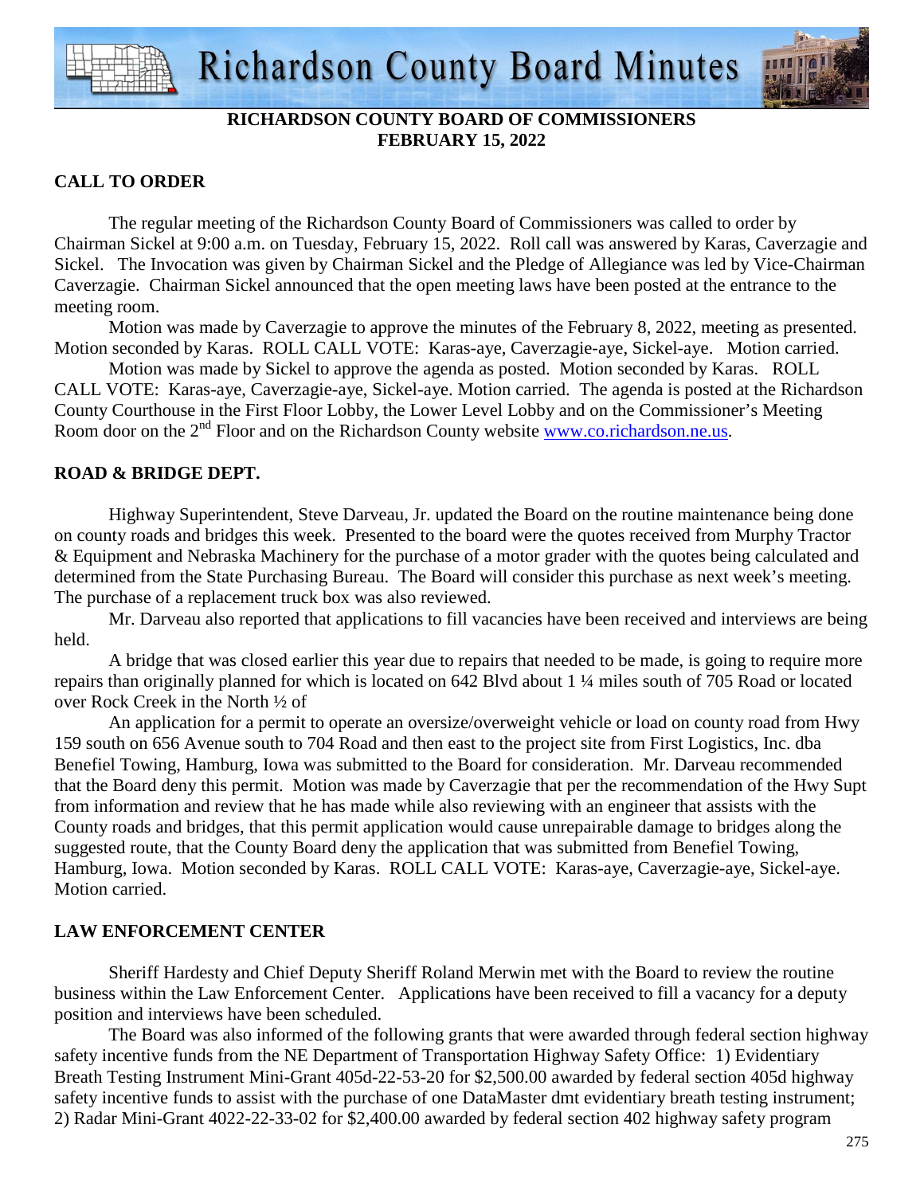# Richardson County Board Minutes

**RICHARDSON COUNTY BOARD OF COMMISSIONERS**
**FEBRUARY 15, 2022**

## CALL TO ORDER

The regular meeting of the Richardson County Board of Commissioners was called to order by Chairman Sickel at 9:00 a.m. on Tuesday, February 15, 2022. Roll call was answered by Karas, Caverzagie and Sickel. The Invocation was given by Chairman Sickel and the Pledge of Allegiance was led by Vice-Chairman Caverzagie. Chairman Sickel announced that the open meeting laws have been posted at the entrance to the meeting room.

Motion was made by Caverzagie to approve the minutes of the February 8, 2022, meeting as presented. Motion seconded by Karas. ROLL CALL VOTE: Karas-aye, Caverzagie-aye, Sickel-aye. Motion carried.

Motion was made by Sickel to approve the agenda as posted. Motion seconded by Karas. ROLL CALL VOTE: Karas-aye, Caverzagie-aye, Sickel-aye. Motion carried. The agenda is posted at the Richardson County Courthouse in the First Floor Lobby, the Lower Level Lobby and on the Commissioner's Meeting Room door on the 2nd Floor and on the Richardson County website www.co.richardson.ne.us.

## ROAD & BRIDGE DEPT.

Highway Superintendent, Steve Darveau, Jr. updated the Board on the routine maintenance being done on county roads and bridges this week. Presented to the board were the quotes received from Murphy Tractor & Equipment and Nebraska Machinery for the purchase of a motor grader with the quotes being calculated and determined from the State Purchasing Bureau. The Board will consider this purchase as next week's meeting. The purchase of a replacement truck box was also reviewed.

Mr. Darveau also reported that applications to fill vacancies have been received and interviews are being held.

A bridge that was closed earlier this year due to repairs that needed to be made, is going to require more repairs than originally planned for which is located on 642 Blvd about 1 ¼ miles south of 705 Road or located over Rock Creek in the North ½ of

An application for a permit to operate an oversize/overweight vehicle or load on county road from Hwy 159 south on 656 Avenue south to 704 Road and then east to the project site from First Logistics, Inc. dba Benefiel Towing, Hamburg, Iowa was submitted to the Board for consideration. Mr. Darveau recommended that the Board deny this permit. Motion was made by Caverzagie that per the recommendation of the Hwy Supt from information and review that he has made while also reviewing with an engineer that assists with the County roads and bridges, that this permit application would cause unrepairable damage to bridges along the suggested route, that the County Board deny the application that was submitted from Benefiel Towing, Hamburg, Iowa. Motion seconded by Karas. ROLL CALL VOTE: Karas-aye, Caverzagie-aye, Sickel-aye. Motion carried.

## LAW ENFORCEMENT CENTER

Sheriff Hardesty and Chief Deputy Sheriff Roland Merwin met with the Board to review the routine business within the Law Enforcement Center. Applications have been received to fill a vacancy for a deputy position and interviews have been scheduled.

The Board was also informed of the following grants that were awarded through federal section highway safety incentive funds from the NE Department of Transportation Highway Safety Office: 1) Evidentiary Breath Testing Instrument Mini-Grant 405d-22-53-20 for $2,500.00 awarded by federal section 405d highway safety incentive funds to assist with the purchase of one DataMaster dmt evidentiary breath testing instrument; 2) Radar Mini-Grant 4022-22-33-02 for $2,400.00 awarded by federal section 402 highway safety program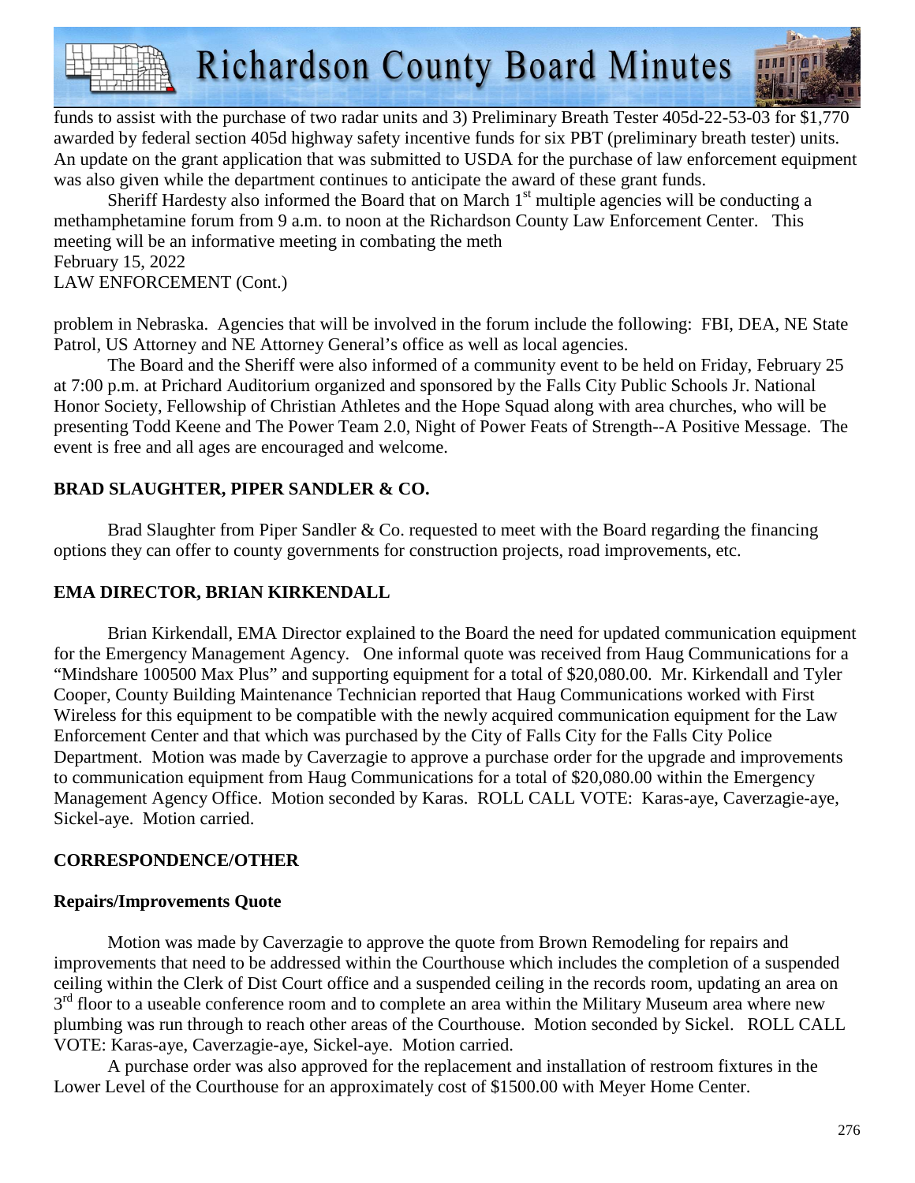funds to assist with the purchase of two radar units and 3) Preliminary Breath Tester 405d-22-53-03 for $1,770 awarded by federal section 405d highway safety incentive funds for six PBT (preliminary breath tester) units. An update on the grant application that was submitted to USDA for the purchase of law enforcement equipment was also given while the department continues to anticipate the award of these grant funds.

Sheriff Hardesty also informed the Board that on March 1st multiple agencies will be conducting a methamphetamine forum from 9 a.m. to noon at the Richardson County Law Enforcement Center. This meeting will be an informative meeting in combating the meth

February 15, 2022
LAW ENFORCEMENT (Cont.)

problem in Nebraska. Agencies that will be involved in the forum include the following: FBI, DEA, NE State Patrol, US Attorney and NE Attorney General's office as well as local agencies.

The Board and the Sheriff were also informed of a community event to be held on Friday, February 25 at 7:00 p.m. at Prichard Auditorium organized and sponsored by the Falls City Public Schools Jr. National Honor Society, Fellowship of Christian Athletes and the Hope Squad along with area churches, who will be presenting Todd Keene and The Power Team 2.0, Night of Power Feats of Strength--A Positive Message. The event is free and all ages are encouraged and welcome.

**BRAD SLAUGHTER, PIPER SANDLER & CO.**

Brad Slaughter from Piper Sandler & Co. requested to meet with the Board regarding the financing options they can offer to county governments for construction projects, road improvements, etc.

**EMA DIRECTOR, BRIAN KIRKENDALL**

Brian Kirkendall, EMA Director explained to the Board the need for updated communication equipment for the Emergency Management Agency. One informal quote was received from Haug Communications for a "Mindshare 100500 Max Plus" and supporting equipment for a total of $20,080.00. Mr. Kirkendall and Tyler Cooper, County Building Maintenance Technician reported that Haug Communications worked with First Wireless for this equipment to be compatible with the newly acquired communication equipment for the Law Enforcement Center and that which was purchased by the City of Falls City for the Falls City Police Department. Motion was made by Caverzagie to approve a purchase order for the upgrade and improvements to communication equipment from Haug Communications for a total of $20,080.00 within the Emergency Management Agency Office. Motion seconded by Karas. ROLL CALL VOTE: Karas-aye, Caverzagie-aye, Sickel-aye. Motion carried.

**CORRESPONDENCE/OTHER**

**Repairs/Improvements Quote**

Motion was made by Caverzagie to approve the quote from Brown Remodeling for repairs and improvements that need to be addressed within the Courthouse which includes the completion of a suspended ceiling within the Clerk of Dist Court office and a suspended ceiling in the records room, updating an area on 3rd floor to a useable conference room and to complete an area within the Military Museum area where new plumbing was run through to reach other areas of the Courthouse. Motion seconded by Sickel. ROLL CALL VOTE: Karas-aye, Caverzagie-aye, Sickel-aye. Motion carried.

A purchase order was also approved for the replacement and installation of restroom fixtures in the Lower Level of the Courthouse for an approximately cost of $1500.00 with Meyer Home Center.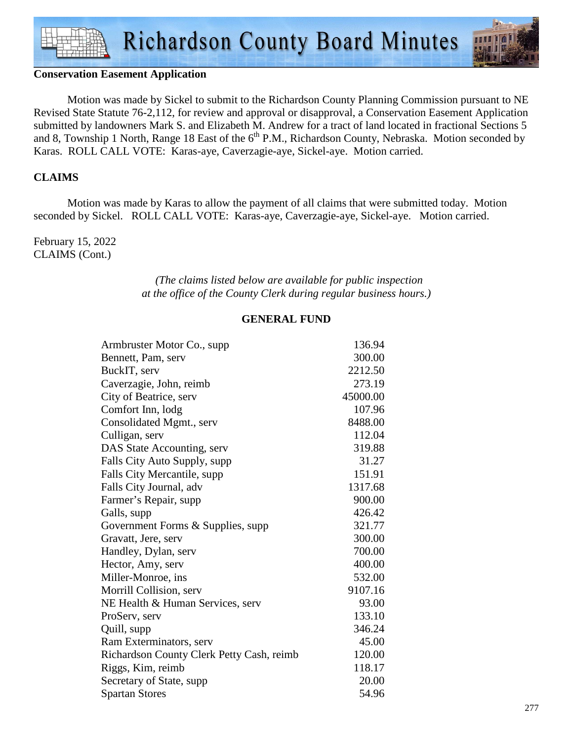**Conservation Easement Application**

Motion was made by Sickel to submit to the Richardson County Planning Commission pursuant to NE Revised State Statute 76-2,112, for review and approval or disapproval, a Conservation Easement Application submitted by landowners Mark S. and Elizabeth M. Andrew for a tract of land located in fractional Sections 5 and 8, Township 1 North, Range 18 East of the 6th P.M., Richardson County, Nebraska. Motion seconded by Karas. ROLL CALL VOTE: Karas-aye, Caverzagie-aye, Sickel-aye. Motion carried.

**CLAIMS**

Motion was made by Karas to allow the payment of all claims that were submitted today. Motion seconded by Sickel. ROLL CALL VOTE: Karas-aye, Caverzagie-aye, Sickel-aye. Motion carried.

February 15, 2022
CLAIMS (Cont.)

*(The claims listed below are available for public inspection at the office of the County Clerk during regular business hours.)*

**GENERAL FUND**

| | |
|---|---:|
| Armbruster Motor Co., supp | 136.94 |
| Bennett, Pam, serv | 300.00 |
| BuckIT, serv | 2212.50 |
| Caverzagie, John, reimb | 273.19 |
| City of Beatrice, serv | 45000.00 |
| Comfort Inn, lodg | 107.96 |
| Consolidated Mgmt., serv | 8488.00 |
| Culligan, serv | 112.04 |
| DAS State Accounting, serv | 319.88 |
| Falls City Auto Supply, supp | 31.27 |
| Falls City Mercantile, supp | 151.91 |
| Falls City Journal, adv | 1317.68 |
| Farmer's Repair, supp | 900.00 |
| Galls, supp | 426.42 |
| Government Forms & Supplies, supp | 321.77 |
| Gravatt, Jere, serv | 300.00 |
| Handley, Dylan, serv | 700.00 |
| Hector, Amy, serv | 400.00 |
| Miller-Monroe, ins | 532.00 |
| Morrill Collision, serv | 9107.16 |
| NE Health & Human Services, serv | 93.00 |
| ProServ, serv | 133.10 |
| Quill, supp | 346.24 |
| Ram Exterminators, serv | 45.00 |
| Richardson County Clerk Petty Cash, reimb | 120.00 |
| Riggs, Kim, reimb | 118.17 |
| Secretary of State, supp | 20.00 |
| Spartan Stores | 54.96 |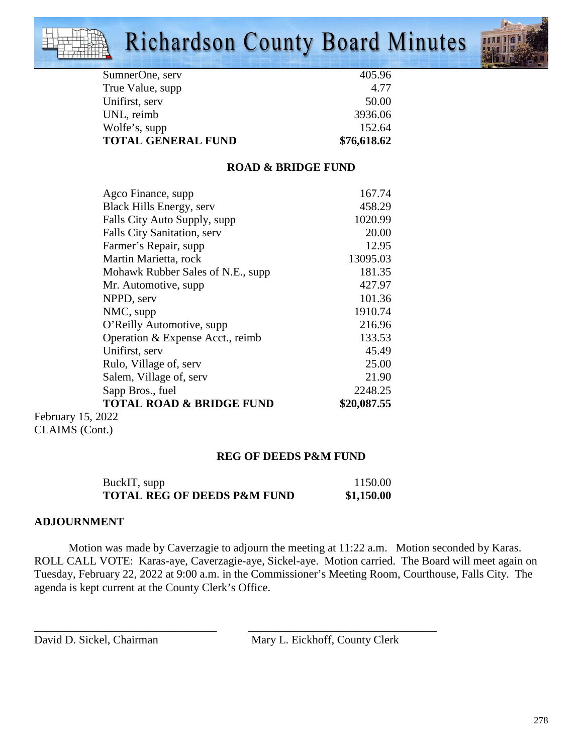| | |
|---|---|
| SumnerOne, serv | 405.96 |
| True Value, supp | 4.77 |
| Unifirst, serv | 50.00 |
| UNL, reimb | 3936.06 |
| Wolfe's, supp | 152.64 |
| **TOTAL GENERAL FUND** | **$76,618.62** |

**ROAD & BRIDGE FUND**

| | |
|---|---|
| Agco Finance, supp | 167.74 |
| Black Hills Energy, serv | 458.29 |
| Falls City Auto Supply, supp | 1020.99 |
| Falls City Sanitation, serv | 20.00 |
| Farmer's Repair, supp | 12.95 |
| Martin Marietta, rock | 13095.03 |
| Mohawk Rubber Sales of N.E., supp | 181.35 |
| Mr. Automotive, supp | 427.97 |
| NPPD, serv | 101.36 |
| NMC, supp | 1910.74 |
| O'Reilly Automotive, supp | 216.96 |
| Operation & Expense Acct., reimb | 133.53 |
| Unifirst, serv | 45.49 |
| Rulo, Village of, serv | 25.00 |
| Salem, Village of, serv | 21.90 |
| Sapp Bros., fuel | 2248.25 |
| **TOTAL ROAD & BRIDGE FUND** | **$20,087.55** |

February 15, 2022
CLAIMS (Cont.)

**REG OF DEEDS P&M FUND**

| | |
|---|---|
| BuckIT, supp | 1150.00 |
| **TOTAL REG OF DEEDS P&M FUND** | **$1,150.00** |

## ADJOURNMENT

Motion was made by Caverzagie to adjourn the meeting at 11:22 a.m. Motion seconded by Karas. ROLL CALL VOTE: Karas-aye, Caverzagie-aye, Sickel-aye. Motion carried. The Board will meet again on Tuesday, February 22, 2022 at 9:00 a.m. in the Commissioner's Meeting Room, Courthouse, Falls City. The agenda is kept current at the County Clerk's Office.

\_\_\_\_\_\_\_\_\_\_\_\_\_\_\_\_\_\_\_\_\_\_\_\_\_\_\_\_\_\_\_\_ \_\_\_\_\_\_\_\_\_\_\_\_\_\_\_\_\_\_\_\_\_\_\_\_\_\_\_\_\_\_\_\_

David D. Sickel, Chairman Mary L. Eickhoff, County Clerk